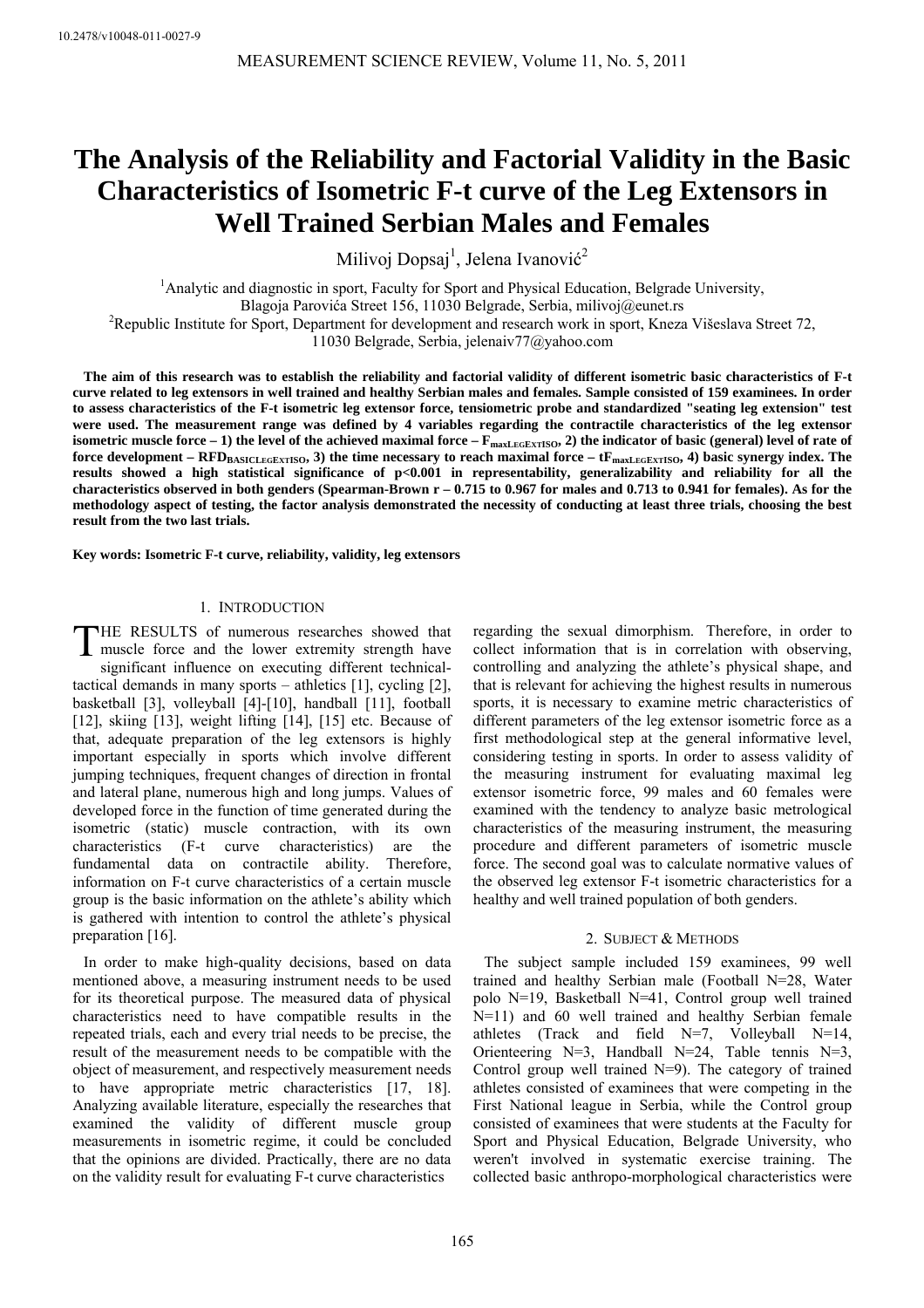10.2478/v10048-011-0027-9

# The Analysis of the Reliability and Factorial Validity in the Basic Characteristics of Isometric F-t curve of the Leg Extensors in Well Trained Serbian Males and Females

Milivoj Dopsaj[1], Jelena Ivanović[2]

[1]Analytic and diagnostic in sport, Faculty for Sport and Physical Education, Belgrade University, Blagoja Parovića Street 156, 11030 Belgrade, Serbia, milivoj@eunet.rs

[2]Republic Institute for Sport, Department for development and research work in sport, Kneza Višeslava Street 72, 11030 Belgrade, Serbia, jelenaiv77@yahoo.com

**The aim of this research was to establish the reliability and factorial validity of different isometric basic characteristics of F-t curve related to leg extensors in well trained and healthy Serbian males and females. Sample consisted of 159 examinees. In order to assess characteristics of the F-t isometric leg extensor force, tensiometric probe and standardized "seating leg extension" test were used. The measurement range was defined by 4 variables regarding the contractile characteristics of the leg extensor isometric muscle force – 1) the level of the achieved maximal force – $F_{maxLEGExtISO}$, 2) the indicator of basic (general) level of rate of force development – $RFD_{BASICLEGExtISO}$, 3) the time necessary to reach maximal force – $tF_{maxLEGExtISO}$, 4) basic synergy index. The results showed a high statistical significance of $p<0.001$ in representability, generalizability and reliability for all the characteristics observed in both genders (Spearman-Brown r – 0.715 to 0.967 for males and 0.713 to 0.941 for females). As for the methodology aspect of testing, the factor analysis demonstrated the necessity of conducting at least three trials, choosing the best result from the two last trials.**

**Key words: Isometric F-t curve, reliability, validity, leg extensors**

## 1. Introduction

THE RESULTS of numerous researches showed that muscle force and the lower extremity strength have significant influence on executing different technical-tactical demands in many sports – athletics [1], cycling [2], basketball [3], volleyball [4]-[10], handball [11], football [12], skiing [13], weight lifting [14], [15] etc. Because of that, adequate preparation of the leg extensors is highly important especially in sports which involve different jumping techniques, frequent changes of direction in frontal and lateral plane, numerous high and long jumps. Values of developed force in the function of time generated during the isometric (static) muscle contraction, with its own characteristics (F-t curve characteristics) are the fundamental data on contractile ability. Therefore, information on F-t curve characteristics of a certain muscle group is the basic information on the athlete's ability which is gathered with intention to control the athlete's physical preparation [16].

In order to make high-quality decisions, based on data mentioned above, a measuring instrument needs to be used for its theoretical purpose. The measured data of physical characteristics need to have compatible results in the repeated trials, each and every trial needs to be precise, the result of the measurement needs to be compatible with the object of measurement, and respectively measurement needs to have appropriate metric characteristics [17, 18]. Analyzing available literature, especially the researches that examined the validity of different muscle group measurements in isometric regime, it could be concluded that the opinions are divided. Practically, there are no data on the validity result for evaluating F-t curve characteristics regarding the sexual dimorphism. Therefore, in order to collect information that is in correlation with observing, controlling and analyzing the athlete's physical shape, and that is relevant for achieving the highest results in numerous sports, it is necessary to examine metric characteristics of different parameters of the leg extensor isometric force as a first methodological step at the general informative level, considering testing in sports. In order to assess validity of the measuring instrument for evaluating maximal leg extensor isometric force, 99 males and 60 females were examined with the tendency to analyze basic metrological characteristics of the measuring instrument, the measuring procedure and different parameters of isometric muscle force. The second goal was to calculate normative values of the observed leg extensor F-t isometric characteristics for a healthy and well trained population of both genders.

## 2. Subject & Methods

The subject sample included 159 examinees, 99 well trained and healthy Serbian male (Football N=28, Water polo N=19, Basketball N=41, Control group well trained N=11) and 60 well trained and healthy Serbian female athletes (Track and field N=7, Volleyball N=14, Orienteering N=3, Handball N=24, Table tennis N=3, Control group well trained N=9). The category of trained athletes consisted of examinees that were competing in the First National league in Serbia, while the Control group consisted of examinees that were students at the Faculty for Sport and Physical Education, Belgrade University, who weren't involved in systematic exercise training. The collected basic anthropo-morphological characteristics were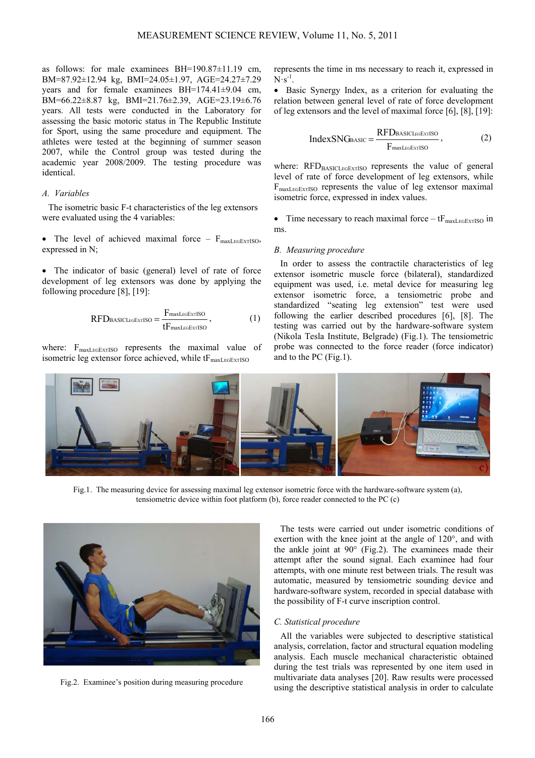as follows: for male examinees BH=190.87±11.19 cm, BM=87.92±12.94 kg, BMI=24.05±1.97, AGE=24.27±7.29 years and for female examinees BH=174.41±9.04 cm, BM=66.22±8.87 kg, BMI=21.76±2.39, AGE=23.19±6.76 years. All tests were conducted in the Laboratory for assessing the basic motoric status in The Republic Institute for Sport, using the same procedure and equipment. The athletes were tested at the beginning of summer season 2007, while the Control group was tested during the academic year 2008/2009. The testing procedure was identical.

### *A. Variables*

The isometric basic F-t characteristics of the leg extensors were evaluated using the 4 variables:

- The level of achieved maximal force – $F_{maxLEGExtISO}$, expressed in N;

- The indicator of basic (general) level of rate of force development of leg extensors was done by applying the following procedure [8], [19]:

$$RFD_{BASICLEGExtISO} = \frac{F_{maxLEGExtISO}}{tF_{maxLEGExtISO}}, \quad (1)$$

where: $F_{maxLEGExtISO}$ represents the maximal value of isometric leg extensor force achieved, while $tF_{maxLEGExtISO}$ represents the time in ms necessary to reach it, expressed in $N \cdot s^{-1}$.

- Basic Synergy Index, as a criterion for evaluating the relation between general level of rate of force development of leg extensors and the level of maximal force [6], [8], [19]:

$$IndexSNG_{BASIC} = \frac{RFD_{BASICLEGExtISO}}{F_{maxLEGExtISO}}, \quad (2)$$

where: $RFD_{BASICLEGExtISO}$ represents the value of general level of rate of force development of leg extensors, while $F_{maxLEGExtISO}$ represents the value of leg extensor maximal isometric force, expressed in index values.

- Time necessary to reach maximal force – $tF_{maxLEGExtISO}$ in ms.

### *B. Measuring procedure*

In order to assess the contractile characteristics of leg extensor isometric muscle force (bilateral), standardized equipment was used, i.e. metal device for measuring leg extensor isometric force, a tensiometric probe and standardized "seating leg extension" test were used following the earlier described procedures [6], [8]. The testing was carried out by the hardware-software system (Nikola Tesla Institute, Belgrade) (Fig.1). The tensiometric probe was connected to the force reader (force indicator) and to the PC (Fig.1).

Fig.1. The measuring device for assessing maximal leg extensor isometric force with the hardware-software system (a), tensiometric device within foot platform (b), force reader connected to the PC (c)

Fig.2. Examinee's position during measuring procedure

The tests were carried out under isometric conditions of exertion with the knee joint at the angle of 120°, and with the ankle joint at 90° (Fig.2). The examinees made their attempt after the sound signal. Each examinee had four attempts, with one minute rest between trials. The result was automatic, measured by tensiometric sounding device and hardware-software system, recorded in special database with the possibility of F-t curve inscription control.

### *C. Statistical procedure*

All the variables were subjected to descriptive statistical analysis, correlation, factor and structural equation modeling analysis. Each muscle mechanical characteristic obtained during the test trials was represented by one item used in multivariate data analyses [20]. Raw results were processed using the descriptive statistical analysis in order to calculate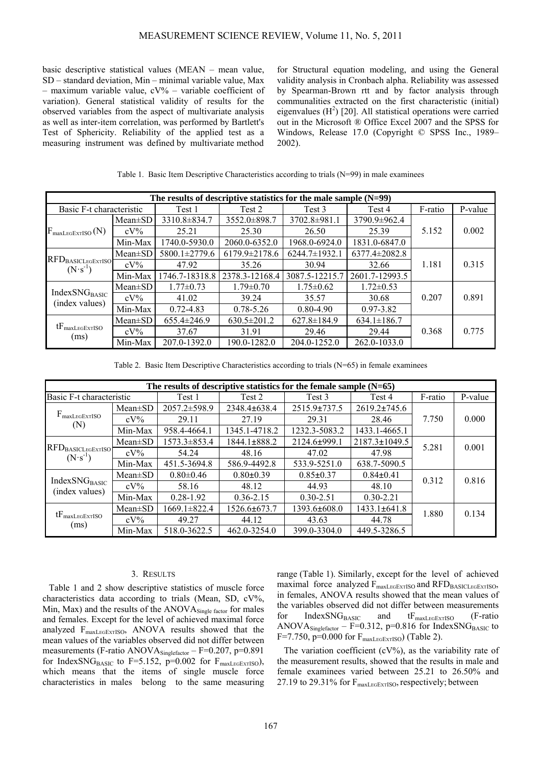basic descriptive statistical values (MEAN – mean value, SD – standard deviation, Min – minimal variable value, Max – maximum variable value, cV% – variable coefficient of variation). General statistical validity of results for the observed variables from the aspect of multivariate analysis as well as inter-item correlation, was performed by Bartlett's Test of Sphericity. Reliability of the applied test as a measuring instrument was defined by multivariate method for Structural equation modeling, and using the General validity analysis in Cronbach alpha. Reliability was assessed by Spearman-Brown rtt and by factor analysis through communalities extracted on the first characteristic (initial) eigenvalues ($H^2$) [20]. All statistical operations were carried out in the Microsoft ® Office Excel 2007 and the SPSS for Windows, Release 17.0 (Copyright © SPSS Inc., 1989–2002).

Table 1. Basic Item Descriptive Characteristics according to trials (N=99) in male examinees

| The results of descriptive statistics for the male sample (N=99) | | | | | | | |
|---|---|---|---|---|---|---|---|
| Basic F-t characteristic | | Test 1 | Test 2 | Test 3 | Test 4 | F-ratio | P-value |
| $F_{maxLegExtISO}$ (N) | Mean±SD | 3310.8±834.7 | 3552.0±898.7 | 3702.8±981.1 | 3790.9±962.4 | 5.152 | 0.002 |
| | cV% | 25.21 | 25.30 | 26.50 | 25.39 | | |
| | Min-Max | 1740.0-5930.0 | 2060.0-6352.0 | 1968.0-6924.0 | 1831.0-6847.0 | | |
| $RFD_{BASICLegExtISO}$ ($N \cdot s^{-1}$) | Mean±SD | 5800.1±2779.6 | 6179.9±2178.6 | 6244.7±1932.1 | 6377.4±2082.8 | 1.181 | 0.315 |
| | cV% | 47.92 | 35.26 | 30.94 | 32.66 | | |
| | Min-Max | 1746.7-18318.8 | 2378.3-12168.4 | 3087.5-12215.7 | 2601.7-12993.5 | | |
| $IndexSNG_{BASIC}$ (index values) | Mean±SD | 1.77±0.73 | 1.79±0.70 | 1.75±0.62 | 1.72±0.53 | 0.207 | 0.891 |
| | cV% | 41.02 | 39.24 | 35.57 | 30.68 | | |
| | Min-Max | 0.72-4.83 | 0.78-5.26 | 0.80-4.90 | 0.97-3.82 | | |
| $tF_{maxLegExtISO}$ (ms) | Mean±SD | 655.4±246.9 | 630.5±201.2 | 627.8±184.9 | 634.1±186.7 | 0.368 | 0.775 |
| | cV% | 37.67 | 31.91 | 29.46 | 29.44 | | |
| | Min-Max | 207.0-1392.0 | 190.0-1282.0 | 204.0-1252.0 | 262.0-1033.0 | | |

Table 2. Basic Item Descriptive Characteristics according to trials (N=65) in female examinees

| The results of descriptive statistics for the female sample (N=65) | | | | | | | |
|---|---|---|---|---|---|---|---|
| Basic F-t characteristic | | Test 1 | Test 2 | Test 3 | Test 4 | F-ratio | P-value |
| $F_{maxLegExtISO}$ (N) | Mean±SD | 2057.2±598.9 | 2348.4±638.4 | 2515.9±737.5 | 2619.2±745.6 | 7.750 | 0.000 |
| | cV% | 29.11 | 27.19 | 29.31 | 28.46 | | |
| | Min-Max | 958.4-4664.1 | 1345.1-4718.2 | 1232.3-5083.2 | 1433.1-4665.1 | | |
| $RFD_{BASICLegExtISO}$ ($N \cdot s^{-1}$) | Mean±SD | 1573.3±853.4 | 1844.1±888.2 | 2124.6±999.1 | 2187.3±1049.5 | 5.281 | 0.001 |
| | cV% | 54.24 | 48.16 | 47.02 | 47.98 | | |
| | Min-Max | 451.5-3694.8 | 586.9-4492.8 | 533.9-5251.0 | 638.7-5090.5 | | |
| $IndexSNG_{BASIC}$ (index values) | Mean±SD | 0.80±0.46 | 0.80±0.39 | 0.85±0.37 | 0.84±0.41 | 0.312 | 0.816 |
| | cV% | 58.16 | 48.12 | 44.93 | 48.10 | | |
| | Min-Max | 0.28-1.92 | 0.36-2.15 | 0.30-2.51 | 0.30-2.21 | | |
| $tF_{maxLegExtISO}$ (ms) | Mean±SD | 1669.1±822.4 | 1526.6±673.7 | 1393.6±608.0 | 1433.1±641.8 | 1.880 | 0.134 |
| | cV% | 49.27 | 44.12 | 43.63 | 44.78 | | |
| | Min-Max | 518.0-3622.5 | 462.0-3254.0 | 399.0-3304.0 | 449.5-3286.5 | | |

## 3. Results

Table 1 and 2 show descriptive statistics of muscle force characteristics data according to trials (Mean, SD, cV%, Min, Max) and the results of the $ANOVA_{Single\ factor}$ for males and females. Except for the level of achieved maximal force analyzed $F_{maxLegExtISO}$, ANOVA results showed that the mean values of the variables observed did not differ between measurements (F-ratio $ANOVA_{Singlefactor}$ – F=0.207, p=0.891 for $IndexSNG_{BASIC}$ to F=5.152, p=0.002 for $F_{maxLegExtISO}$), which means that the items of single muscle force characteristics in males belong to the same measuring range (Table 1). Similarly, except for the level of achieved maximal force analyzed $F_{maxLegExtISO}$ and $RFD_{BASICLegExtISO}$, in females, ANOVA results showed that the mean values of the variables observed did not differ between measurements for $IndexSNG_{BASIC}$ and $tF_{maxLegExtISO}$ (F-ratio $ANOVA_{Singlefactor}$ – F=0.312, p=0.816 for $IndexSNG_{BASIC}$ to F=7.750, p=0.000 for $F_{maxLegExtISO}$) (Table 2).

The variation coefficient (cV%), as the variability rate of the measurement results, showed that the results in male and female examinees varied between 25.21 to 26.50% and 27.19 to 29.31% for $F_{maxLegExtISO}$, respectively; between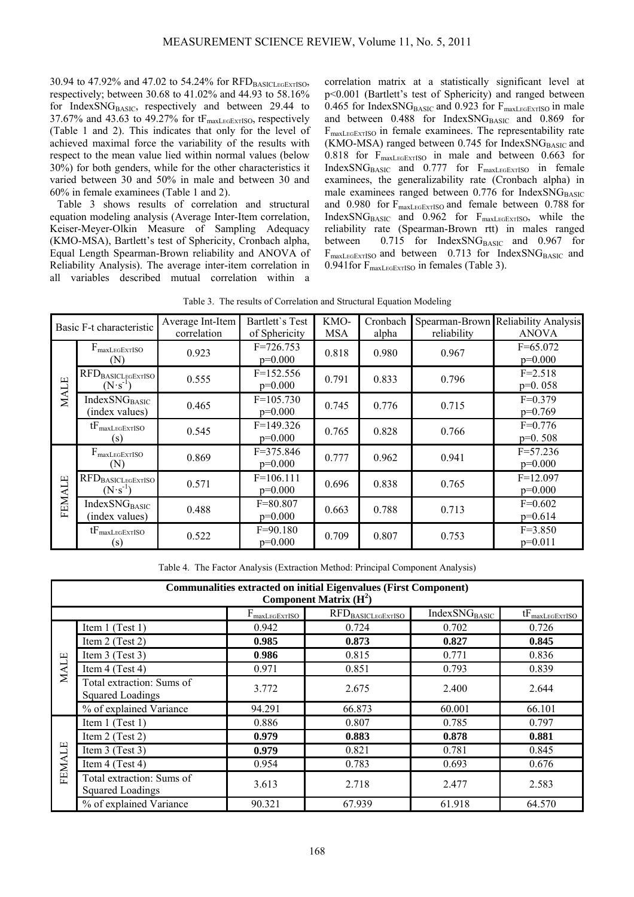30.94 to 47.92% and 47.02 to 54.24% for $RFD_{BASICLEGEXTISO}$, respectively; between 30.68 to 41.02% and 44.93 to 58.16% for $IndexSNG_{BASIC}$, respectively and between 29.44 to 37.67% and 43.63 to 49.27% for $tF_{maxLEGEXTISO}$, respectively (Table 1 and 2). This indicates that only for the level of achieved maximal force the variability of the results with respect to the mean value lied within normal values (below 30%) for both genders, while for the other characteristics it varied between 30 and 50% in male and between 30 and 60% in female examinees (Table 1 and 2).

Table 3 shows results of correlation and structural equation modeling analysis (Average Inter-Item correlation, Keiser-Meyer-Olkin Measure of Sampling Adequacy (KMO-MSA), Bartlett's test of Sphericity, Cronbach alpha, Equal Length Spearman-Brown reliability and ANOVA of Reliability Analysis). The average inter-item correlation in all variables described mutual correlation within a correlation matrix at a statistically significant level at $p<0.001$ (Bartlett's test of Sphericity) and ranged between 0.465 for $IndexSNG_{BASIC}$ and 0.923 for $F_{maxLEGEXTISO}$ in male and between 0.488 for $IndexSNG_{BASIC}$ and 0.869 for $F_{maxLEGEXTISO}$ in female examinees. The representability rate (KMO-MSA) ranged between 0.745 for $IndexSNG_{BASIC}$ and 0.818 for $F_{maxLEGEXTISO}$ in male and between 0.663 for $IndexSNG_{BASIC}$ and 0.777 for $F_{maxLEGEXTISO}$ in female examinees, the generalizability rate (Cronbach alpha) in male examinees ranged between 0.776 for $IndexSNG_{BASIC}$ and 0.980 for $F_{maxLEGEXTISO}$ and female between 0.788 for $IndexSNG_{BASIC}$ and 0.962 for $F_{maxLEGEXTISO}$, while the reliability rate (Spearman-Brown rtt) in males ranged between 0.715 for $IndexSNG_{BASIC}$ and 0.967 for $F_{maxLEGEXTISO}$ and between 0.713 for $IndexSNG_{BASIC}$ and 0.941for $F_{maxLEGEXTISO}$ in females (Table 3).

Table 3. The results of Correlation and Structural Equation Modeling

| Basic F-t characteristic | | Average Int-Item correlation | Bartlett`s Test of Sphericity | KMO-MSA | Cronbach alpha | Spearman-Brown reliability | Reliability Analysis ANOVA |
|---|---|---|---|---|---|---|---|
| MALE | $F_{maxLEGEXTISO}$ (N) | 0.923 | F=726.753 p=0.000 | 0.818 | 0.980 | 0.967 | F=65.072 p=0.000 |
| | $RFD_{BASICLEGEXTISO}$ ($N \cdot s^{-1}$) | 0.555 | F=152.556 p=0.000 | 0.791 | 0.833 | 0.796 | F=2.518 p=0. 058 |
| | $IndexSNG_{BASIC}$ (index values) | 0.465 | F=105.730 p=0.000 | 0.745 | 0.776 | 0.715 | F=0.379 p=0.769 |
| | $tF_{maxLEGEXTISO}$ (s) | 0.545 | F=149.326 p=0.000 | 0.765 | 0.828 | 0.766 | F=0.776 p=0. 508 |
| FEMALE | $F_{maxLEGEXTISO}$ (N) | 0.869 | F=375.846 p=0.000 | 0.777 | 0.962 | 0.941 | F=57.236 p=0.000 |
| | $RFD_{BASICLEGEXTISO}$ ($N \cdot s^{-1}$) | 0.571 | F=106.111 p=0.000 | 0.696 | 0.838 | 0.765 | F=12.097 p=0.000 |
| | $IndexSNG_{BASIC}$ (index values) | 0.488 | F=80.807 p=0.000 | 0.663 | 0.788 | 0.713 | F=0.602 p=0.614 |
| | $tF_{maxLEGEXTISO}$ (s) | 0.522 | F=90.180 p=0.000 | 0.709 | 0.807 | 0.753 | F=3.850 p=0.011 |

Table 4. The Factor Analysis (Extraction Method: Principal Component Analysis)

| **Communalities extracted on initial Eigenvalues (First Component) Component Matrix ($H^2$)** | | | | | |
|---|---|---|---|---|---|
| | | $F_{maxLEGEXTISO}$ | $RFD_{BASICLEGEXTISO}$ | $IndexSNG_{BASIC}$ | $tF_{maxLEGEXTISO}$ |
| MALE | Item 1 (Test 1) | 0.942 | 0.724 | 0.702 | 0.726 |
| | Item 2 (Test 2) | **0.985** | **0.873** | **0.827** | **0.845** |
| | Item 3 (Test 3) | **0.986** | 0.815 | 0.771 | 0.836 |
| | Item 4 (Test 4) | 0.971 | 0.851 | 0.793 | 0.839 |
| | Total extraction: Sums of Squared Loadings | 3.772 | 2.675 | 2.400 | 2.644 |
| | % of explained Variance | 94.291 | 66.873 | 60.001 | 66.101 |
| FEMALE | Item 1 (Test 1) | 0.886 | 0.807 | 0.785 | 0.797 |
| | Item 2 (Test 2) | **0.979** | **0.883** | **0.878** | **0.881** |
| | Item 3 (Test 3) | **0.979** | 0.821 | 0.781 | 0.845 |
| | Item 4 (Test 4) | 0.954 | 0.783 | 0.693 | 0.676 |
| | Total extraction: Sums of Squared Loadings | 3.613 | 2.718 | 2.477 | 2.583 |
| | % of explained Variance | 90.321 | 67.939 | 61.918 | 64.570 |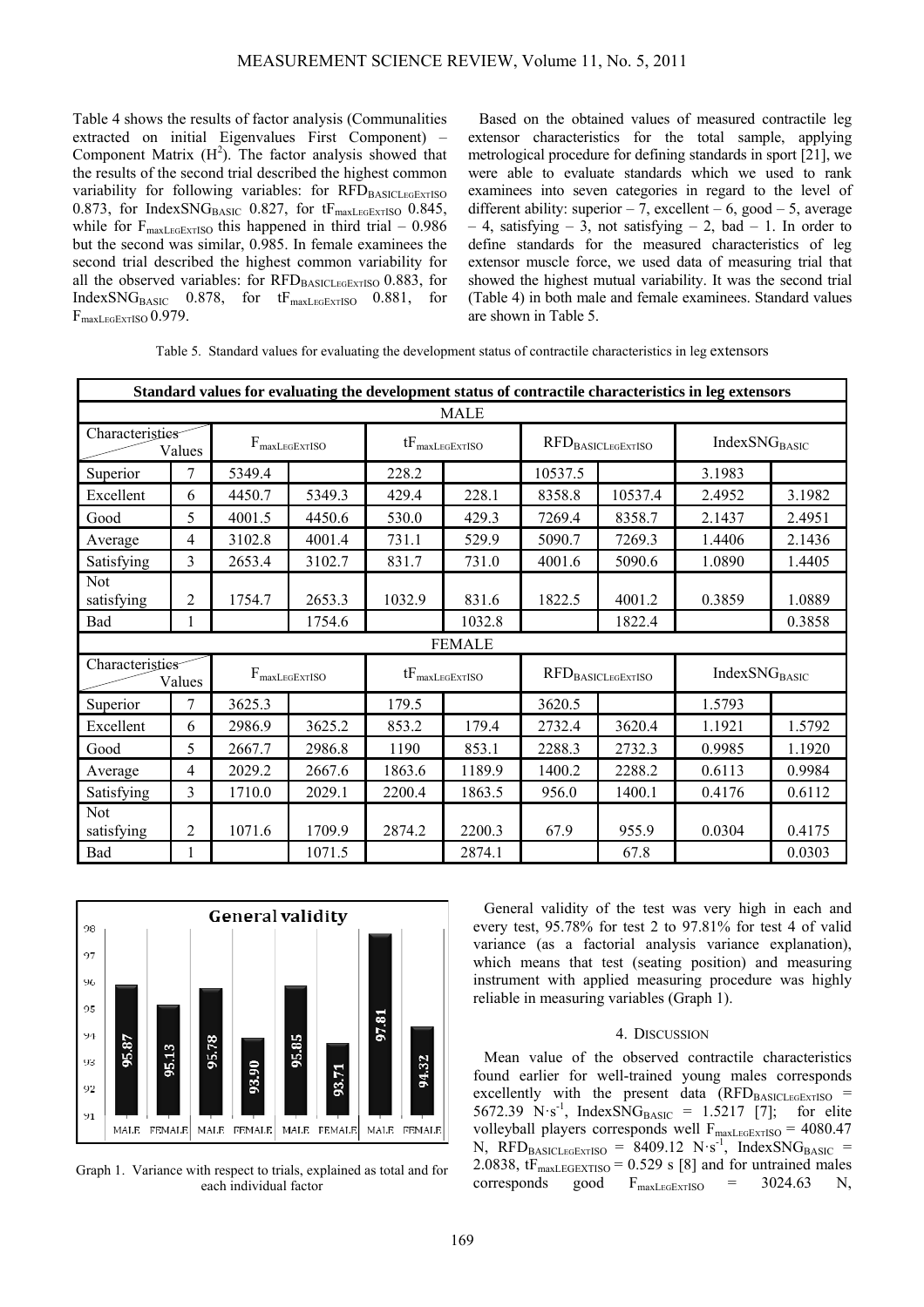Table 4 shows the results of factor analysis (Communalities extracted on initial Eigenvalues First Component) – Component Matrix ($H^2$). The factor analysis showed that the results of the second trial described the highest common variability for following variables: for $RFD_{BASICLEGEXTISO}$ 0.873, for $IndexSNG_{BASIC}$ 0.827, for $tF_{maxLEGEXTISO}$ 0.845, while for $F_{maxLEGEXTISO}$ this happened in third trial – 0.986 but the second was similar, 0.985. In female examinees the second trial described the highest common variability for all the observed variables: for $RFD_{BASICLEGEXTISO}$ 0.883, for $IndexSNG_{BASIC}$ 0.878, for $tF_{maxLEGEXTISO}$ 0.881, for $F_{maxLEGEXTISO}$ 0.979.

Based on the obtained values of measured contractile leg extensor characteristics for the total sample, applying metrological procedure for defining standards in sport [21], we were able to evaluate standards which we used to rank examinees into seven categories in regard to the level of different ability: superior – 7, excellent – 6, good – 5, average – 4, satisfying – 3, not satisfying – 2, bad – 1. In order to define standards for the measured characteristics of leg extensor muscle force, we used data of measuring trial that showed the highest mutual variability. It was the second trial (Table 4) in both male and female examinees. Standard values are shown in Table 5.

Table 5. Standard values for evaluating the development status of contractile characteristics in leg extensors

| **Standard values for evaluating the development status of contractile characteristics in leg extensors** | | | | | | | | | |
|---|---|---|---|---|---|---|---|---|---|
| **MALE** | | | | | | | | | |
| Characteristics / Values | | $F_{maxLEGEXTISO}$ | | $tF_{maxLEGEXTISO}$ | | $RFD_{BASICLEGEXTISO}$ | | $IndexSNG_{BASIC}$ | |
| Superior | 7 | 5349.4 | | 228.2 | | 10537.5 | | 3.1983 | |
| Excellent | 6 | 4450.7 | 5349.3 | 429.4 | 228.1 | 8358.8 | 10537.4 | 2.4952 | 3.1982 |
| Good | 5 | 4001.5 | 4450.6 | 530.0 | 429.3 | 7269.4 | 8358.7 | 2.1437 | 2.4951 |
| Average | 4 | 3102.8 | 4001.4 | 731.1 | 529.9 | 5090.7 | 7269.3 | 1.4406 | 2.1436 |
| Satisfying | 3 | 2653.4 | 3102.7 | 831.7 | 731.0 | 4001.6 | 5090.6 | 1.0890 | 1.4405 |
| Not satisfying | 2 | 1754.7 | 2653.3 | 1032.9 | 831.6 | 1822.5 | 4001.2 | 0.3859 | 1.0889 |
| Bad | 1 | | 1754.6 | | 1032.8 | | 1822.4 | | 0.3858 |
| **FEMALE** | | | | | | | | | |
| Characteristics / Values | | $F_{maxLEGEXTISO}$ | | $tF_{maxLEGEXTISO}$ | | $RFD_{BASICLEGEXTISO}$ | | $IndexSNG_{BASIC}$ | |
| Superior | 7 | 3625.3 | | 179.5 | | 3620.5 | | 1.5793 | |
| Excellent | 6 | 2986.9 | 3625.2 | 853.2 | 179.4 | 2732.4 | 3620.4 | 1.1921 | 1.5792 |
| Good | 5 | 2667.7 | 2986.8 | 1190 | 853.1 | 2288.3 | 2732.3 | 0.9985 | 1.1920 |
| Average | 4 | 2029.2 | 2667.6 | 1863.6 | 1189.9 | 1400.2 | 2288.2 | 0.6113 | 0.9984 |
| Satisfying | 3 | 1710.0 | 2029.1 | 2200.4 | 1863.5 | 956.0 | 1400.1 | 0.4176 | 0.6112 |
| Not satisfying | 2 | 1071.6 | 1709.9 | 2874.2 | 2200.3 | 67.9 | 955.9 | 0.0304 | 0.4175 |
| Bad | 1 | | 1071.5 | | 2874.1 | | 67.8 | | 0.0303 |

**General validity**

| | MALE | FEMALE | MALE | FEMALE | MALE | FEMALE | MALE | FEMALE |
|---|---|---|---|---|---|---|---|---|
| Value | 95.87 | 95.13 | 95.78 | 93.90 | 95.85 | 93.71 | 97.81 | 94.32 |

Graph 1. Variance with respect to trials, explained as total and for each individual factor

General validity of the test was very high in each and every test, 95.78% for test 2 to 97.81% for test 4 of valid variance (as a factorial analysis variance explanation), which means that test (seating position) and measuring instrument with applied measuring procedure was highly reliable in measuring variables (Graph 1).

## 4. Discussion

Mean value of the observed contractile characteristics found earlier for well-trained young males corresponds excellently with the present data ($RFD_{BASICLEGEXTISO}$ = 5672.39 $N \cdot s^{-1}$, $IndexSNG_{BASIC}$ = 1.5217 [7]; for elite volleyball players corresponds well $F_{maxLEGEXTISO}$ = 4080.47 N, $RFD_{BASICLEGEXTISO}$ = 8409.12 $N \cdot s^{-1}$, $IndexSNG_{BASIC}$ = 2.0838, $tF_{maxLEGEXTISO}$ = 0.529 s [8] and for untrained males corresponds good $F_{maxLEGEXTISO}$ = 3024.63 N,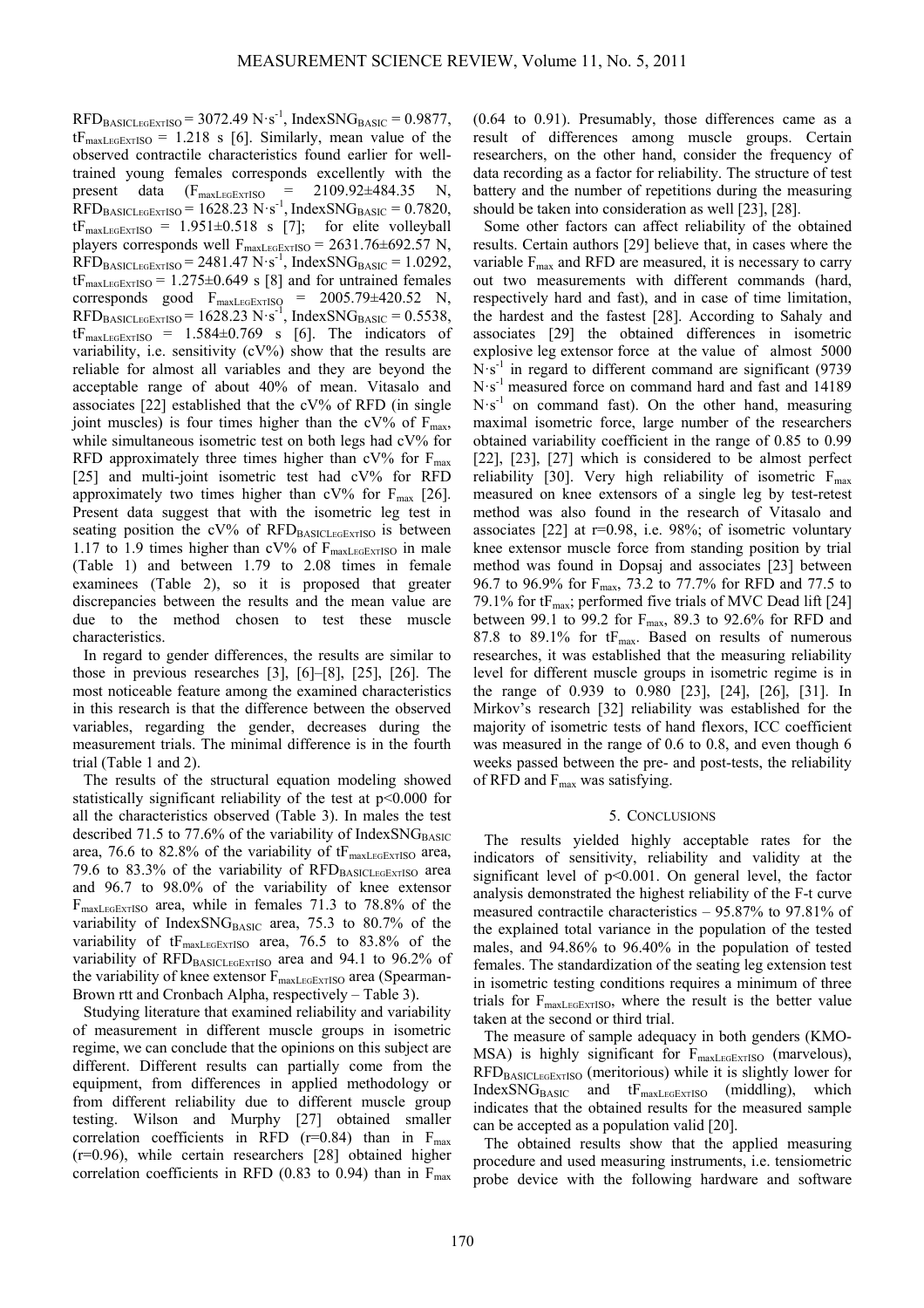$RFD_{BASICLegExtISO}$ = 3072.49 N·s$^{-1}$, $IndexSNG_{BASIC}$ = 0.9877, $tF_{maxLegExtISO}$ = 1.218 s [6]. Similarly, mean value of the observed contractile characteristics found earlier for well-trained young females corresponds excellently with the present data ($F_{maxLegExtISO}$ = 2109.92±484.35 N, $RFD_{BASICLegExtISO}$ = 1628.23 N·s$^{-1}$, $IndexSNG_{BASIC}$ = 0.7820, $tF_{maxLegExtISO}$ = 1.951±0.518 s [7]; for elite volleyball players corresponds well $F_{maxLegExtISO}$ = 2631.76±692.57 N, $RFD_{BASICLegExtISO}$ = 2481.47 N·s$^{-1}$, $IndexSNG_{BASIC}$ = 1.0292, $tF_{maxLegExtISO}$ = 1.275±0.649 s [8] and for untrained females corresponds good $F_{maxLegExtISO}$ = 2005.79±420.52 N, $RFD_{BASICLegExtISO}$ = 1628.23 N·s$^{-1}$, $IndexSNG_{BASIC}$ = 0.5538, $tF_{maxLegExtISO}$ = 1.584±0.769 s [6]. The indicators of variability, i.e. sensitivity (cV%) show that the results are reliable for almost all variables and they are beyond the acceptable range of about 40% of mean. Vitasalo and associates [22] established that the cV% of RFD (in single joint muscles) is four times higher than the cV% of $F_{max}$, while simultaneous isometric test on both legs had cV% for RFD approximately three times higher than cV% for $F_{max}$ [25] and multi-joint isometric test had cV% for RFD approximately two times higher than cV% for $F_{max}$ [26]. Present data suggest that with the isometric leg test in seating position the cV% of $RFD_{BASICLegExtISO}$ is between 1.17 to 1.9 times higher than cV% of $F_{maxLegExtISO}$ in male (Table 1) and between 1.79 to 2.08 times in female examinees (Table 2), so it is proposed that greater discrepancies between the results and the mean value are due to the method chosen to test these muscle characteristics.

In regard to gender differences, the results are similar to those in previous researches [3], [6]–[8], [25], [26]. The most noticeable feature among the examined characteristics in this research is that the difference between the observed variables, regarding the gender, decreases during the measurement trials. The minimal difference is in the fourth trial (Table 1 and 2).

The results of the structural equation modeling showed statistically significant reliability of the test at $p<0.000$ for all the characteristics observed (Table 3). In males the test described 71.5 to 77.6% of the variability of $IndexSNG_{BASIC}$ area, 76.6 to 82.8% of the variability of $tF_{maxLegExtISO}$ area, 79.6 to 83.3% of the variability of $RFD_{BASICLegExtISO}$ area and 96.7 to 98.0% of the variability of knee extensor $F_{maxLegExtISO}$ area, while in females 71.3 to 78.8% of the variability of $IndexSNG_{BASIC}$ area, 75.3 to 80.7% of the variability of $tF_{maxLegExtISO}$ area, 76.5 to 83.8% of the variability of $RFD_{BASICLegExtISO}$ area and 94.1 to 96.2% of the variability of knee extensor $F_{maxLegExtISO}$ area (Spearman-Brown rtt and Cronbach Alpha, respectively – Table 3).

Studying literature that examined reliability and variability of measurement in different muscle groups in isometric regime, we can conclude that the opinions on this subject are different. Different results can partially come from the equipment, from differences in applied methodology or from different reliability due to different muscle group testing. Wilson and Murphy [27] obtained smaller correlation coefficients in RFD (r=0.84) than in $F_{max}$ (r=0.96), while certain researchers [28] obtained higher correlation coefficients in RFD (0.83 to 0.94) than in $F_{max}$ (0.64 to 0.91). Presumably, those differences came as a result of differences among muscle groups. Certain researchers, on the other hand, consider the frequency of data recording as a factor for reliability. The structure of test battery and the number of repetitions during the measuring should be taken into consideration as well [23], [28].

Some other factors can affect reliability of the obtained results. Certain authors [29] believe that, in cases where the variable $F_{max}$ and RFD are measured, it is necessary to carry out two measurements with different commands (hard, respectively hard and fast), and in case of time limitation, the hardest and the fastest [28]. According to Sahaly and associates [29] the obtained differences in isometric explosive leg extensor force at the value of almost 5000 N·s$^{-1}$ in regard to different command are significant (9739 N·s$^{-1}$ measured force on command hard and fast and 14189 N·s$^{-1}$ on command fast). On the other hand, measuring maximal isometric force, large number of the researchers obtained variability coefficient in the range of 0.85 to 0.99 [22], [23], [27] which is considered to be almost perfect reliability [30]. Very high reliability of isometric $F_{max}$ measured on knee extensors of a single leg by test-retest method was also found in the research of Vitasalo and associates [22] at r=0.98, i.e. 98%; of isometric voluntary knee extensor muscle force from standing position by trial method was found in Dopsaj and associates [23] between 96.7 to 96.9% for $F_{max}$, 73.2 to 77.7% for RFD and 77.5 to 79.1% for $tF_{max}$; performed five trials of MVC Dead lift [24] between 99.1 to 99.2 for $F_{max}$, 89.3 to 92.6% for RFD and 87.8 to 89.1% for $tF_{max}$. Based on results of numerous researches, it was established that the measuring reliability level for different muscle groups in isometric regime is in the range of 0.939 to 0.980 [23], [24], [26], [31]. In Mirkov's research [32] reliability was established for the majority of isometric tests of hand flexors, ICC coefficient was measured in the range of 0.6 to 0.8, and even though 6 weeks passed between the pre- and post-tests, the reliability of RFD and $F_{max}$ was satisfying.

## 5. CONCLUSIONS

The results yielded highly acceptable rates for the indicators of sensitivity, reliability and validity at the significant level of $p<0.001$. On general level, the factor analysis demonstrated the highest reliability of the F-t curve measured contractile characteristics – 95.87% to 97.81% of the explained total variance in the population of the tested males, and 94.86% to 96.40% in the population of tested females. The standardization of the seating leg extension test in isometric testing conditions requires a minimum of three trials for $F_{maxLegExtISO}$, where the result is the better value taken at the second or third trial.

The measure of sample adequacy in both genders (KMO-MSA) is highly significant for $F_{maxLegExtISO}$ (marvelous), $RFD_{BASICLegExtISO}$ (meritorious) while it is slightly lower for $IndexSNG_{BASIC}$ and $tF_{maxLegExtISO}$ (middling), which indicates that the obtained results for the measured sample can be accepted as a population valid [20].

The obtained results show that the applied measuring procedure and used measuring instruments, i.e. tensiometric probe device with the following hardware and software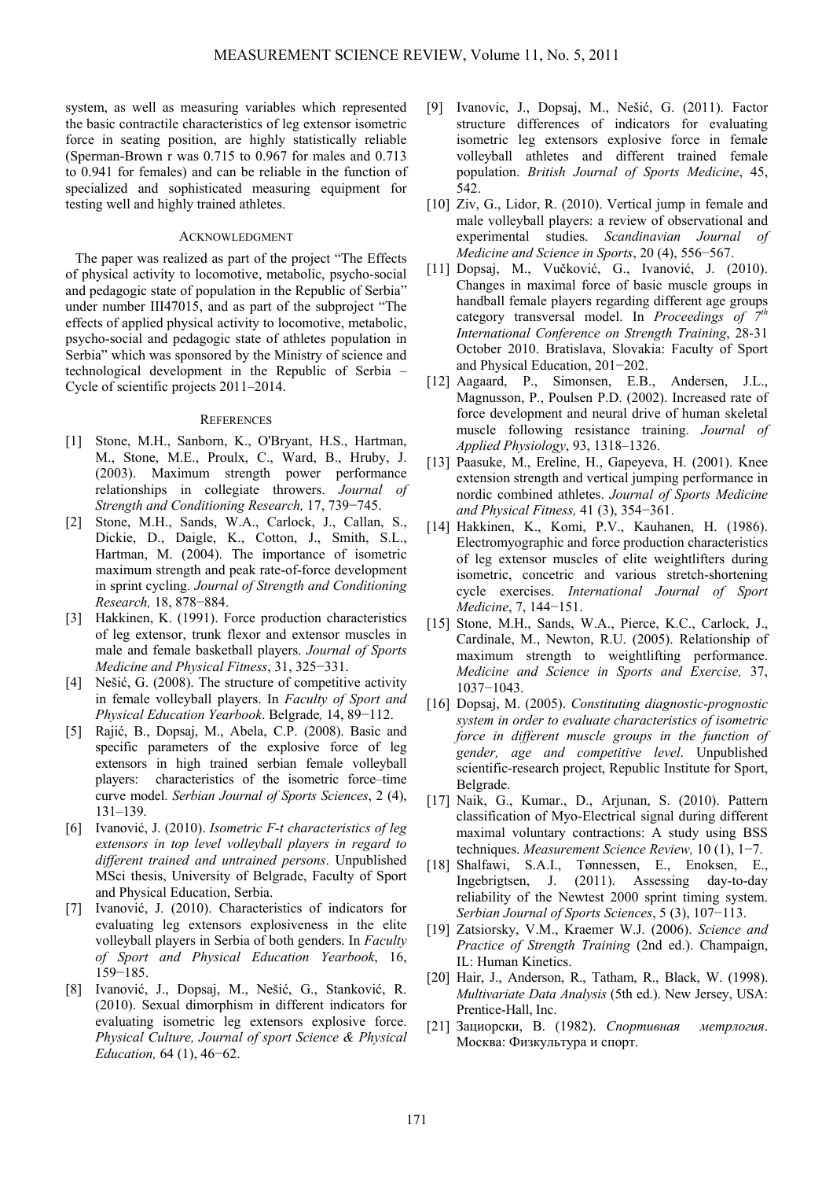system, as well as measuring variables which represented the basic contractile characteristics of leg extensor isometric force in seating position, are highly statistically reliable (Sperman-Brown r was 0.715 to 0.967 for males and 0.713 to 0.941 for females) and can be reliable in the function of specialized and sophisticated measuring equipment for testing well and highly trained athletes.

## ACKNOWLEDGMENT

The paper was realized as part of the project "The Effects of physical activity to locomotive, metabolic, psycho-social and pedagogic state of population in the Republic of Serbia" under number III47015, and as part of the subproject "The effects of applied physical activity to locomotive, metabolic, psycho-social and pedagogic state of athletes population in Serbia" which was sponsored by the Ministry of science and technological development in the Republic of Serbia – Cycle of scientific projects 2011–2014.

## REFERENCES

[1] Stone, M.H., Sanborn, K., O'Bryant, H.S., Hartman, M., Stone, M.E., Proulx, C., Ward, B., Hruby, J. (2003). Maximum strength power performance relationships in collegiate throwers. *Journal of Strength and Conditioning Research,* 17, 739−745.

[2] Stone, M.H., Sands, W.A., Carlock, J., Callan, S., Dickie, D., Daigle, K., Cotton, J., Smith, S.L., Hartman, M. (2004). The importance of isometric maximum strength and peak rate-of-force development in sprint cycling. *Journal of Strength and Conditioning Research,* 18, 878−884.

[3] Hakkinen, K. (1991). Force production characteristics of leg extensor, trunk flexor and extensor muscles in male and female basketball players. *Journal of Sports Medicine and Physical Fitness*, 31, 325−331.

[4] Nešić, G. (2008). The structure of competitive activity in female volleyball players. In *Faculty of Sport and Physical Education Yearbook*. Belgrade*,* 14, 89−112.

[5] Rajić, B., Dopsaj, M., Abela, C.P. (2008). Basic and specific parameters of the explosive force of leg extensors in high trained serbian female volleyball players: characteristics of the isometric force–time curve model. *Serbian Journal of Sports Sciences*, 2 (4), 131–139.

[6] Ivanović, J. (2010). *Isometric F-t characteristics of leg extensors in top level volleyball players in regard to different trained and untrained persons*. Unpublished MSci thesis, University of Belgrade, Faculty of Sport and Physical Education, Serbia.

[7] Ivanović, J. (2010). Characteristics of indicators for evaluating leg extensors explosiveness in the elite volleyball players in Serbia of both genders. In *Faculty of Sport and Physical Education Yearbook*, 16, 159−185.

[8] Ivanović, J., Dopsaj, M., Nešić, G., Stanković, R. (2010). Sexual dimorphism in different indicators for evaluating isometric leg extensors explosive force. *Physical Culture, Journal of sport Science & Physical Education,* 64 (1), 46−62.

[9] Ivanovic, J., Dopsaj, M., Nešić, G. (2011). Factor structure differences of indicators for evaluating isometric leg extensors explosive force in female volleyball athletes and different trained female population. *British Journal of Sports Medicine*, 45, 542.

[10] Ziv, G., Lidor, R. (2010). Vertical jump in female and male volleyball players: a review of observational and experimental studies. *Scandinavian Journal of Medicine and Science in Sports*, 20 (4), 556−567.

[11] Dopsaj, M., Vučković, G., Ivanović, J. (2010). Changes in maximal force of basic muscle groups in handball female players regarding different age groups category transversal model. In *Proceedings of 7th International Conference on Strength Training*, 28-31 October 2010. Bratislava, Slovakia: Faculty of Sport and Physical Education, 201−202.

[12] Aagaard, P., Simonsen, E.B., Andersen, J.L., Magnusson, P., Poulsen P.D. (2002). Increased rate of force development and neural drive of human skeletal muscle following resistance training. *Journal of Applied Physiology*, 93, 1318–1326.

[13] Paasuke, M., Ereline, H., Gapeyeva, H. (2001). Knee extension strength and vertical jumping performance in nordic combined athletes. *Journal of Sports Medicine and Physical Fitness,* 41 (3), 354−361.

[14] Hakkinen, K., Komi, P.V., Kauhanen, H. (1986). Electromyographic and force production characteristics of leg extensor muscles of elite weightlifters during isometric, concetric and various stretch-shortening cycle exercises. *International Journal of Sport Medicine*, 7, 144−151.

[15] Stone, M.H., Sands, W.A., Pierce, K.C., Carlock, J., Cardinale, M., Newton, R.U. (2005). Relationship of maximum strength to weightlifting performance. *Medicine and Science in Sports and Exercise,* 37, 1037−1043.

[16] Dopsaj, M. (2005). *Constituting diagnostic-prognostic system in order to evaluate characteristics of isometric force in different muscle groups in the function of gender, age and competitive level*. Unpublished scientific-research project, Republic Institute for Sport, Belgrade.

[17] Naik, G., Kumar., D., Arjunan, S. (2010). Pattern classification of Myo-Electrical signal during different maximal voluntary contractions: A study using BSS techniques. *Measurement Science Review,* 10 (1), 1−7.

[18] Shalfawi, S.A.I., Tønnessen, E., Enoksen, E., Ingebrigtsen, J. (2011). Assessing day-to-day reliability of the Newtest 2000 sprint timing system. *Serbian Journal of Sports Sciences*, 5 (3), 107−113.

[19] Zatsiorsky, V.M., Kraemer W.J. (2006). *Science and Practice of Strength Training* (2nd ed.). Champaign, IL: Human Kinetics.

[20] Hair, J., Anderson, R., Tatham, R., Black, W. (1998). *Multivariate Data Analysis* (5th ed.). New Jersey, USA: Prentice-Hall, Inc.

[21] Зациорски, В. (1982). *Спортивная метрлогия*. Москва: Физкультура и спорт.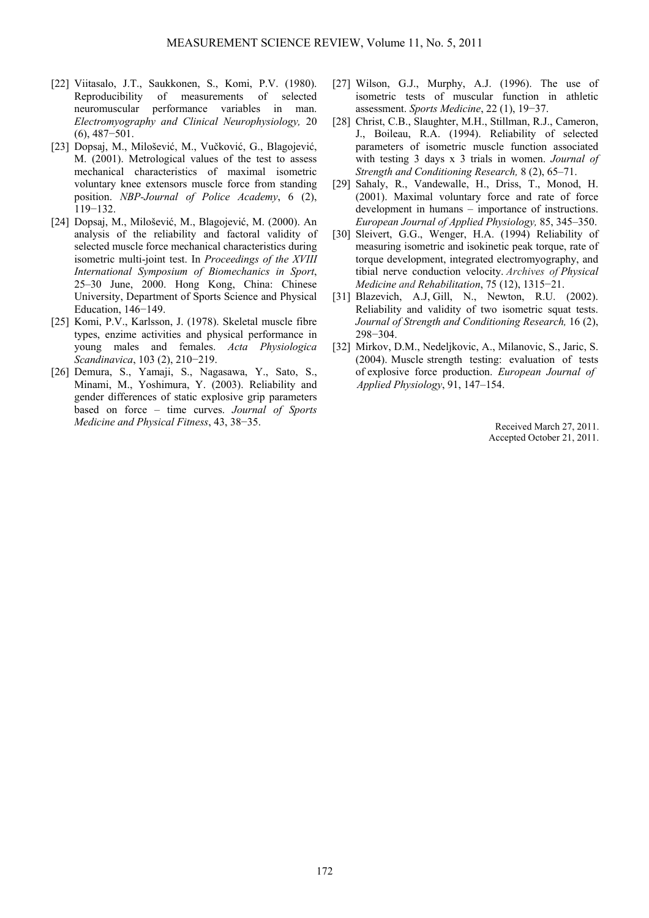[22] Viitasalo, J.T., Saukkonen, S., Komi, P.V. (1980). Reproducibility of measurements of selected neuromuscular performance variables in man. *Electromyography and Clinical Neurophysiology,* 20 (6), 487−501.

[23] Dopsaj, M., Milošević, M., Vučković, G., Blagojević, M. (2001). Metrological values of the test to assess mechanical characteristics of maximal isometric voluntary knee extensors muscle force from standing position. *NBP-Journal of Police Academy*, 6 (2), 119−132.

[24] Dopsaj, M., Milošević, M., Blagojević, M. (2000). An analysis of the reliability and factoral validity of selected muscle force mechanical characteristics during isometric multi-joint test. In *Proceedings of the XVIII International Symposium of Biomechanics in Sport*, 25–30 June, 2000. Hong Kong, China: Chinese University, Department of Sports Science and Physical Education, 146−149.

[25] Komi, P.V., Karlsson, J. (1978). Skeletal muscle fibre types, enzime activities and physical performance in young males and females. *Acta Physiologica Scandinavica*, 103 (2), 210−219.

[26] Demura, S., Yamaji, S., Nagasawa, Y., Sato, S., Minami, M., Yoshimura, Y. (2003). Reliability and gender differences of static explosive grip parameters based on force – time curves. *Journal of Sports Medicine and Physical Fitness*, 43, 38−35.

[27] Wilson, G.J., Murphy, A.J. (1996). The use of isometric tests of muscular function in athletic assessment. *Sports Medicine*, 22 (1), 19−37.

[28] Christ, C.B., Slaughter, M.H., Stillman, R.J., Cameron, J., Boileau, R.A. (1994). Reliability of selected parameters of isometric muscle function associated with testing 3 days x 3 trials in women. *Journal of Strength and Conditioning Research,* 8 (2), 65–71.

[29] Sahaly, R., Vandewalle, H., Driss, T., Monod, H. (2001). Maximal voluntary force and rate of force development in humans – importance of instructions. *European Journal of Applied Physiology,* 85, 345–350.

[30] Sleivert, G.G., Wenger, H.A. (1994) Reliability of measuring isometric and isokinetic peak torque, rate of torque development, integrated electromyography, and tibial nerve conduction velocity. *Archives of Physical Medicine and Rehabilitation*, 75 (12), 1315−21.

[31] Blazevich, A.J, Gill, N., Newton, R.U. (2002). Reliability and validity of two isometric squat tests. *Journal of Strength and Conditioning Research,* 16 (2), 298−304.

[32] Mirkov, D.M., Nedeljkovic, A., Milanovic, S., Jaric, S. (2004). Muscle strength testing: evaluation of tests of explosive force production. *European Journal of Applied Physiology*, 91, 147–154.

Received March 27, 2011.
Accepted October 21, 2011.